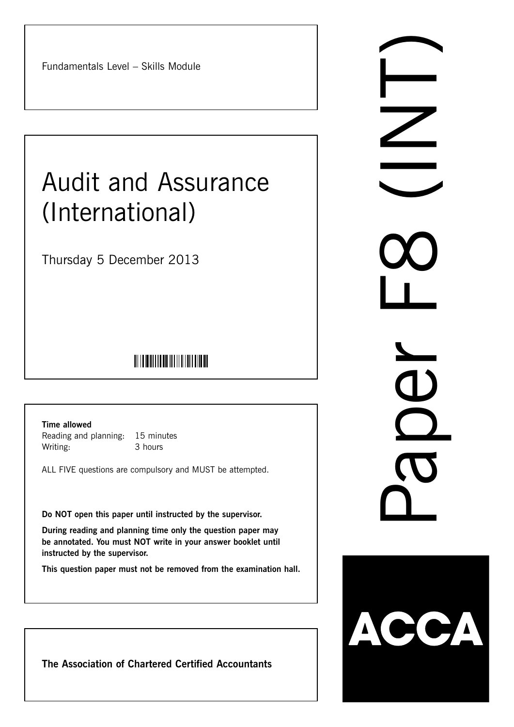Fundamentals Level – Skills Module

# Audit and Assurance (International)

Thursday 5 December 2013

**Time allowed**

Reading and planning: 15 minutes

Writing: 3 hours

ALL FIVE questions are compulsory and MUST be attempted.

**Do NOT open this paper until instructed by the supervisor.**

**During reading and planning time only the question paper may be annotated. You must NOT write in your answer booklet until instructed by the supervisor.**

**This question paper must not be removed from the examination hall.**

**The Association of Chartered Certified Accountants**

Paper F8 (INT)

ACCA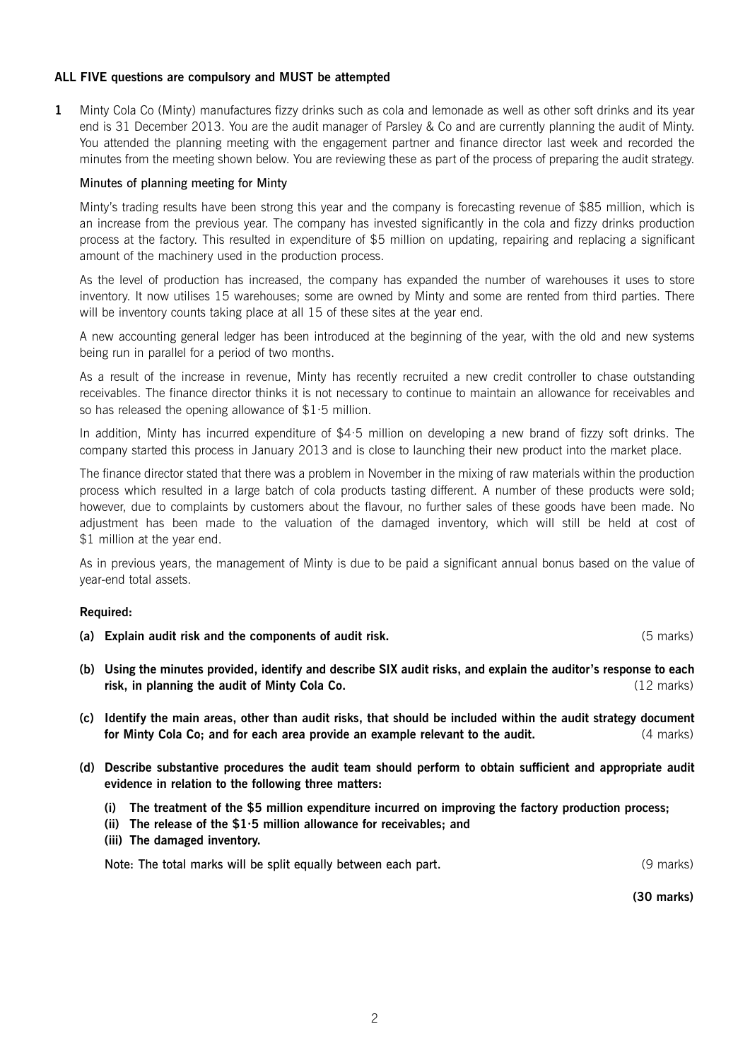**ALL FIVE questions are compulsory and MUST be attempted**

**1** Minty Cola Co (Minty) manufactures fizzy drinks such as cola and lemonade as well as other soft drinks and its year end is 31 December 2013. You are the audit manager of Parsley & Co and are currently planning the audit of Minty. You attended the planning meeting with the engagement partner and finance director last week and recorded the minutes from the meeting shown below. You are reviewing these as part of the process of preparing the audit strategy.

**Minutes of planning meeting for Minty**

Minty's trading results have been strong this year and the company is forecasting revenue of $85 million, which is an increase from the previous year. The company has invested significantly in the cola and fizzy drinks production process at the factory. This resulted in expenditure of $5 million on updating, repairing and replacing a significant amount of the machinery used in the production process.

As the level of production has increased, the company has expanded the number of warehouses it uses to store inventory. It now utilises 15 warehouses; some are owned by Minty and some are rented from third parties. There will be inventory counts taking place at all 15 of these sites at the year end.

A new accounting general ledger has been introduced at the beginning of the year, with the old and new systems being run in parallel for a period of two months.

As a result of the increase in revenue, Minty has recently recruited a new credit controller to chase outstanding receivables. The finance director thinks it is not necessary to continue to maintain an allowance for receivables and so has released the opening allowance of $1·5 million.

In addition, Minty has incurred expenditure of $4·5 million on developing a new brand of fizzy soft drinks. The company started this process in January 2013 and is close to launching their new product into the market place.

The finance director stated that there was a problem in November in the mixing of raw materials within the production process which resulted in a large batch of cola products tasting different. A number of these products were sold; however, due to complaints by customers about the flavour, no further sales of these goods have been made. No adjustment has been made to the valuation of the damaged inventory, which will still be held at cost of $1 million at the year end.

As in previous years, the management of Minty is due to be paid a significant annual bonus based on the value of year-end total assets.

**Required:**

**(a) Explain audit risk and the components of audit risk.** (5 marks)

**(b) Using the minutes provided, identify and describe SIX audit risks, and explain the auditor's response to each risk, in planning the audit of Minty Cola Co.** (12 marks)

**(c) Identify the main areas, other than audit risks, that should be included within the audit strategy document for Minty Cola Co; and for each area provide an example relevant to the audit.** (4 marks)

**(d) Describe substantive procedures the audit team should perform to obtain sufficient and appropriate audit evidence in relation to the following three matters:**

**(i) The treatment of the $5 million expenditure incurred on improving the factory production process;**
**(ii) The release of the $1·5 million allowance for receivables; and**
**(iii) The damaged inventory.**

Note: The total marks will be split equally between each part. (9 marks)

**(30 marks)**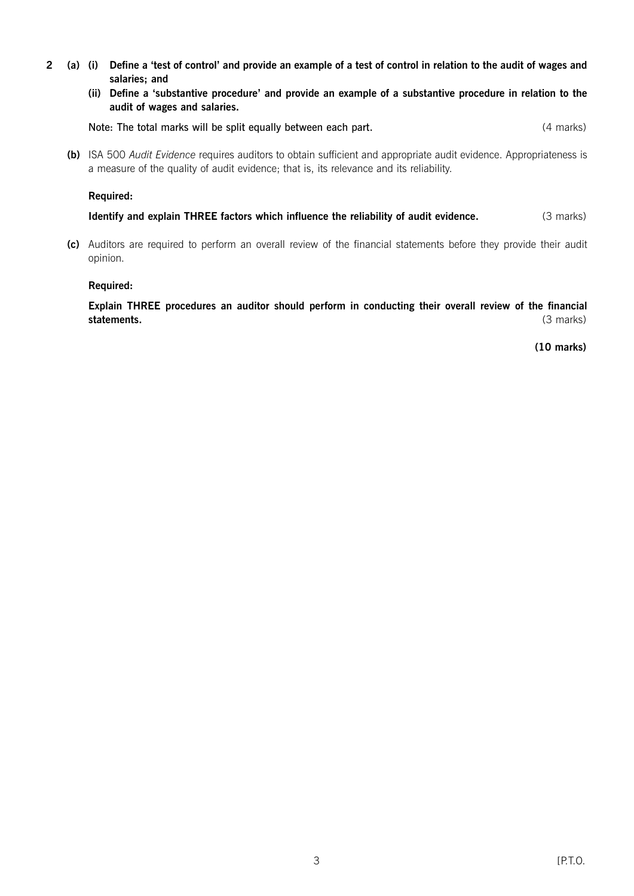**2 (a) (i) Define a 'test of control' and provide an example of a test of control in relation to the audit of wages and salaries; and**

**(ii) Define a 'substantive procedure' and provide an example of a substantive procedure in relation to the audit of wages and salaries.**

Note: The total marks will be split equally between each part. (4 marks)

**(b)** ISA 500 *Audit Evidence* requires auditors to obtain sufficient and appropriate audit evidence. Appropriateness is a measure of the quality of audit evidence; that is, its relevance and its reliability.

**Required:**

**Identify and explain THREE factors which influence the reliability of audit evidence.** (3 marks)

**(c)** Auditors are required to perform an overall review of the financial statements before they provide their audit opinion.

**Required:**

**Explain THREE procedures an auditor should perform in conducting their overall review of the financial statements.** (3 marks)

**(10 marks)**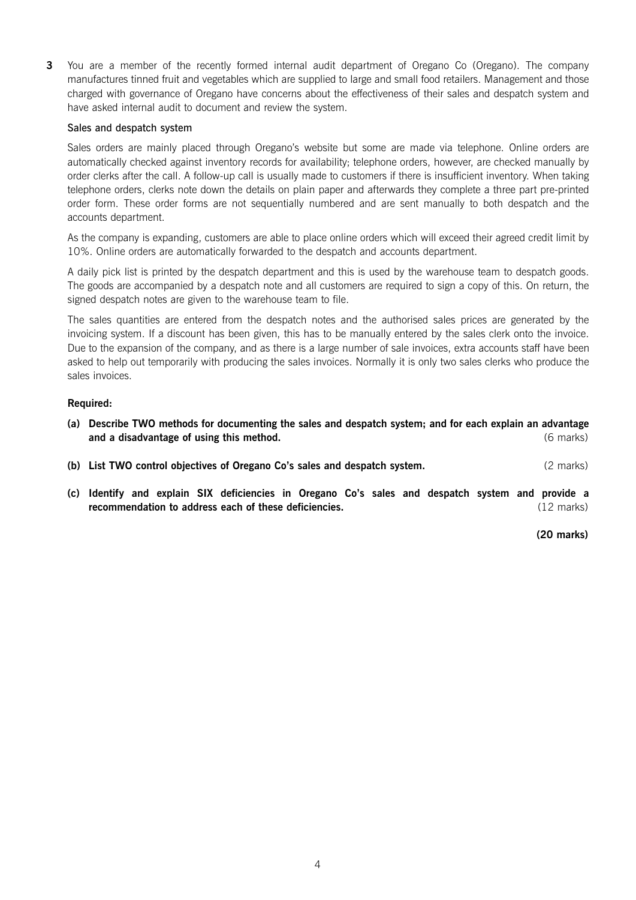**3** You are a member of the recently formed internal audit department of Oregano Co (Oregano). The company manufactures tinned fruit and vegetables which are supplied to large and small food retailers. Management and those charged with governance of Oregano have concerns about the effectiveness of their sales and despatch system and have asked internal audit to document and review the system.

**Sales and despatch system**

Sales orders are mainly placed through Oregano's website but some are made via telephone. Online orders are automatically checked against inventory records for availability; telephone orders, however, are checked manually by order clerks after the call. A follow-up call is usually made to customers if there is insufficient inventory. When taking telephone orders, clerks note down the details on plain paper and afterwards they complete a three part pre-printed order form. These order forms are not sequentially numbered and are sent manually to both despatch and the accounts department.

As the company is expanding, customers are able to place online orders which will exceed their agreed credit limit by 10%. Online orders are automatically forwarded to the despatch and accounts department.

A daily pick list is printed by the despatch department and this is used by the warehouse team to despatch goods. The goods are accompanied by a despatch note and all customers are required to sign a copy of this. On return, the signed despatch notes are given to the warehouse team to file.

The sales quantities are entered from the despatch notes and the authorised sales prices are generated by the invoicing system. If a discount has been given, this has to be manually entered by the sales clerk onto the invoice. Due to the expansion of the company, and as there is a large number of sale invoices, extra accounts staff have been asked to help out temporarily with producing the sales invoices. Normally it is only two sales clerks who produce the sales invoices.

**Required:**

**(a) Describe TWO methods for documenting the sales and despatch system; and for each explain an advantage and a disadvantage of using this method.** (6 marks)

**(b) List TWO control objectives of Oregano Co's sales and despatch system.** (2 marks)

**(c) Identify and explain SIX deficiencies in Oregano Co's sales and despatch system and provide a recommendation to address each of these deficiencies.** (12 marks)

**(20 marks)**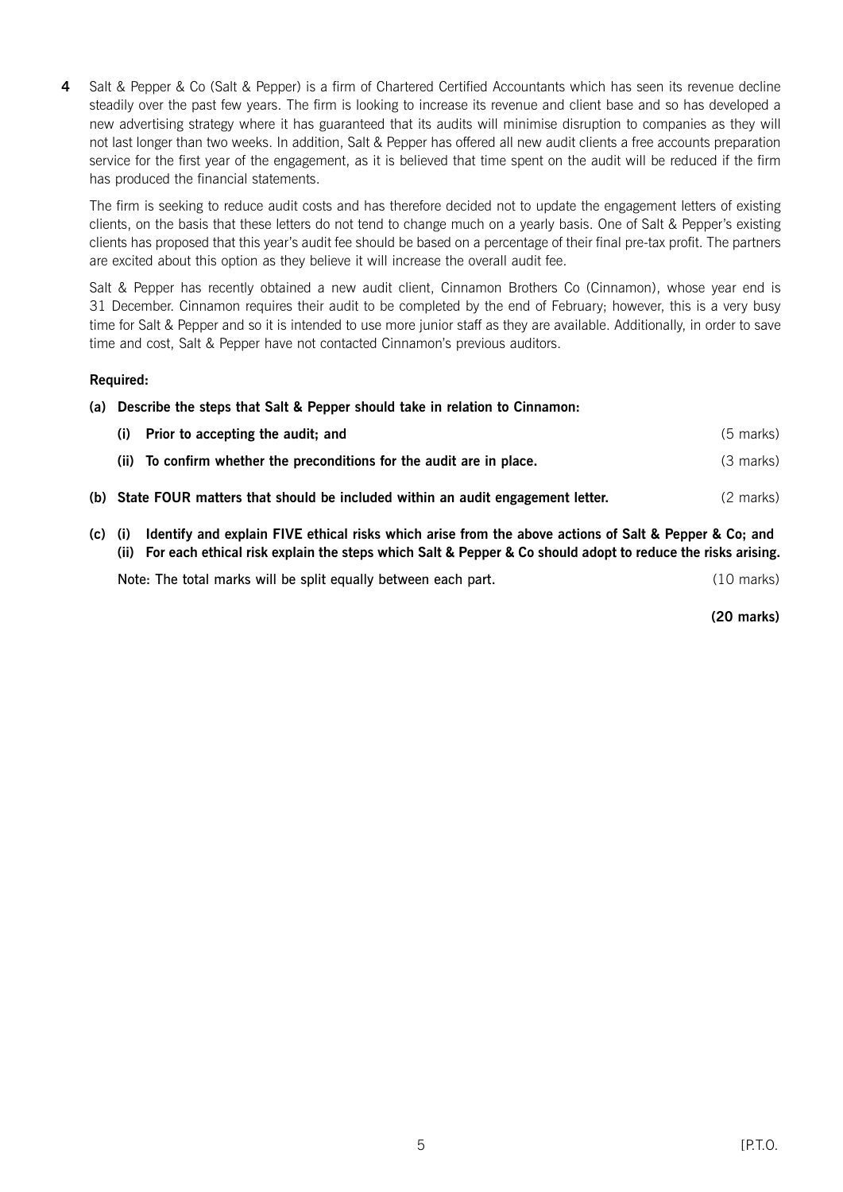**4** Salt & Pepper & Co (Salt & Pepper) is a firm of Chartered Certified Accountants which has seen its revenue decline steadily over the past few years. The firm is looking to increase its revenue and client base and so has developed a new advertising strategy where it has guaranteed that its audits will minimise disruption to companies as they will not last longer than two weeks. In addition, Salt & Pepper has offered all new audit clients a free accounts preparation service for the first year of the engagement, as it is believed that time spent on the audit will be reduced if the firm has produced the financial statements.

The firm is seeking to reduce audit costs and has therefore decided not to update the engagement letters of existing clients, on the basis that these letters do not tend to change much on a yearly basis. One of Salt & Pepper's existing clients has proposed that this year's audit fee should be based on a percentage of their final pre-tax profit. The partners are excited about this option as they believe it will increase the overall audit fee.

Salt & Pepper has recently obtained a new audit client, Cinnamon Brothers Co (Cinnamon), whose year end is 31 December. Cinnamon requires their audit to be completed by the end of February; however, this is a very busy time for Salt & Pepper and so it is intended to use more junior staff as they are available. Additionally, in order to save time and cost, Salt & Pepper have not contacted Cinnamon's previous auditors.

**Required:**

**(a) Describe the steps that Salt & Pepper should take in relation to Cinnamon:**

**(i) Prior to accepting the audit; and** (5 marks)

**(ii) To confirm whether the preconditions for the audit are in place.** (3 marks)

**(b) State FOUR matters that should be included within an audit engagement letter.** (2 marks)

**(c) (i) Identify and explain FIVE ethical risks which arise from the above actions of Salt & Pepper & Co; and**
**(ii) For each ethical risk explain the steps which Salt & Pepper & Co should adopt to reduce the risks arising.**

Note: The total marks will be split equally between each part. (10 marks)

**(20 marks)**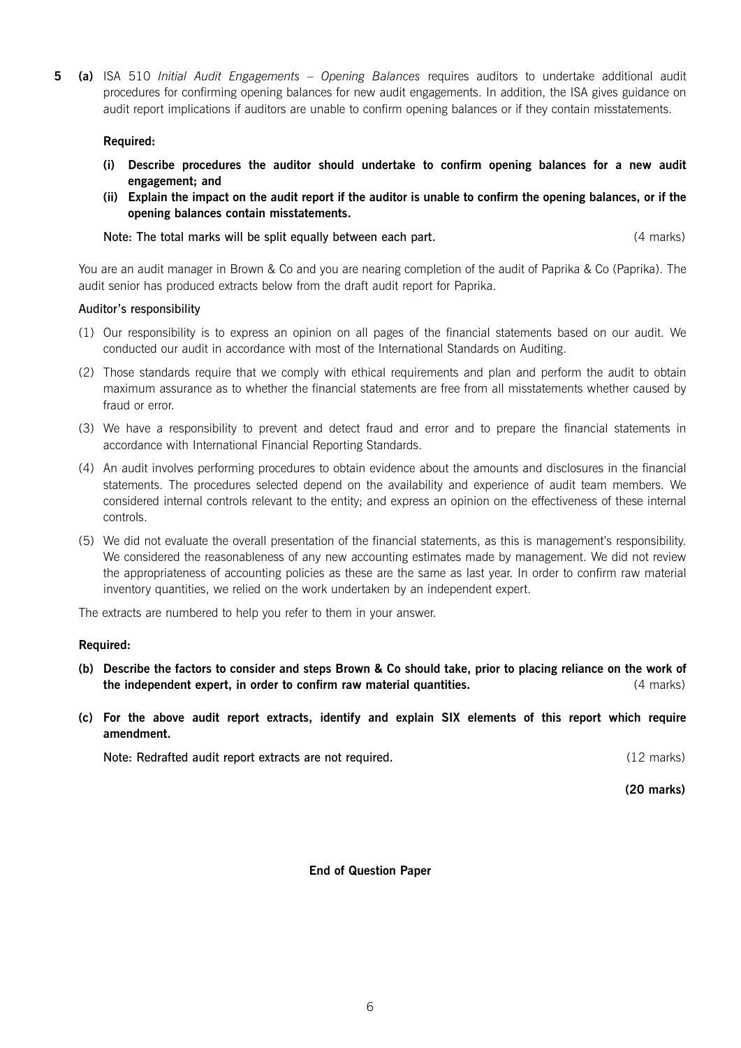**5** **(a)** ISA 510 *Initial Audit Engagements – Opening Balances* requires auditors to undertake additional audit procedures for confirming opening balances for new audit engagements. In addition, the ISA gives guidance on audit report implications if auditors are unable to confirm opening balances or if they contain misstatements.

**Required:**

**(i) Describe procedures the auditor should undertake to confirm opening balances for a new audit engagement; and**

**(ii) Explain the impact on the audit report if the auditor is unable to confirm the opening balances, or if the opening balances contain misstatements.**

**Note: The total marks will be split equally between each part.** (4 marks)

You are an audit manager in Brown & Co and you are nearing completion of the audit of Paprika & Co (Paprika). The audit senior has produced extracts below from the draft audit report for Paprika.

**Auditor's responsibility**

(1) Our responsibility is to express an opinion on all pages of the financial statements based on our audit. We conducted our audit in accordance with most of the International Standards on Auditing.

(2) Those standards require that we comply with ethical requirements and plan and perform the audit to obtain maximum assurance as to whether the financial statements are free from all misstatements whether caused by fraud or error.

(3) We have a responsibility to prevent and detect fraud and error and to prepare the financial statements in accordance with International Financial Reporting Standards.

(4) An audit involves performing procedures to obtain evidence about the amounts and disclosures in the financial statements. The procedures selected depend on the availability and experience of audit team members. We considered internal controls relevant to the entity; and express an opinion on the effectiveness of these internal controls.

(5) We did not evaluate the overall presentation of the financial statements, as this is management's responsibility. We considered the reasonableness of any new accounting estimates made by management. We did not review the appropriateness of accounting policies as these are the same as last year. In order to confirm raw material inventory quantities, we relied on the work undertaken by an independent expert.

The extracts are numbered to help you refer to them in your answer.

**Required:**

**(b) Describe the factors to consider and steps Brown & Co should take, prior to placing reliance on the work of the independent expert, in order to confirm raw material quantities.** (4 marks)

**(c) For the above audit report extracts, identify and explain SIX elements of this report which require amendment.**

**Note: Redrafted audit report extracts are not required.** (12 marks)

**(20 marks)**

**End of Question Paper**